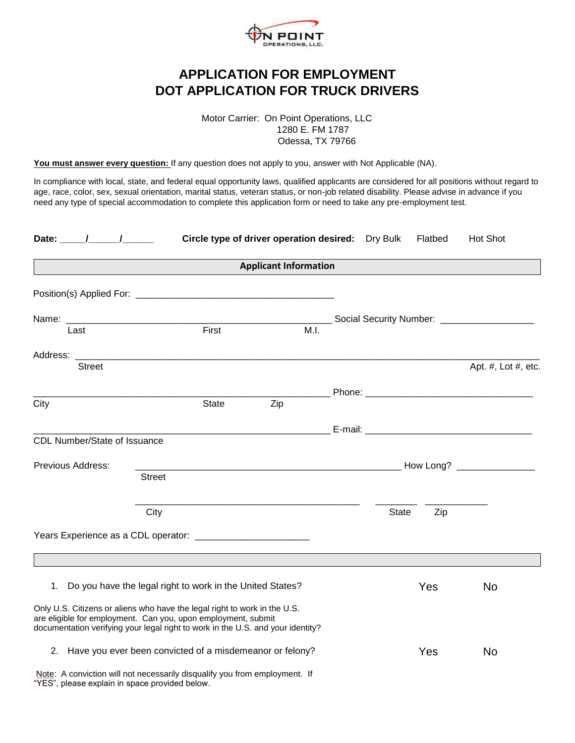# APPLICATION FOR EMPLOYMENT
# DOT APPLICATION FOR TRUCK DRIVERS

Motor Carrier: On Point Operations, LLC
1280 E. FM 1787
Odessa, TX 79766

**You must answer every question:** If any question does not apply to you, answer with Not Applicable (NA).

In compliance with local, state, and federal equal opportunity laws, qualified applicants are considered for all positions without regard to age, race, color, sex, sexual orientation, marital status, veteran status, or non-job related disability. Please advise in advance if you need any type of special accommodation to complete this application form or need to take any pre-employment test.

**Date:** _____/______/______ **Circle type of driver operation desired:** Dry Bulk Flatbed Hot Shot

**Applicant Information**

Position(s) Applied For: ______________________________________

Name: ___________________________________________________ Social Security Number: __________________
Last First M.I.

Address: ________________________________________________________________________________________
Street Apt. #, Lot #, etc.

_________________________________________________________ Phone: _______________________________
City State Zip

_________________________________________________________ E-mail: _______________________________
CDL Number/State of Issuance

Previous Address: ___________________________________________________ How Long? _______________
Street

___________________________________________ ________ ___________
City State Zip

Years Experience as a CDL operator: _____________________

1. Do you have the legal right to work in the United States? Yes No

Only U.S. Citizens or aliens who have the legal right to work in the U.S. are eligible for employment. Can you, upon employment, submit documentation verifying your legal right to work in the U.S. and your identity?

2. Have you ever been convicted of a misdemeanor or felony? Yes No

Note: A conviction will not necessarily disqualify you from employment. If "YES", please explain in space provided below.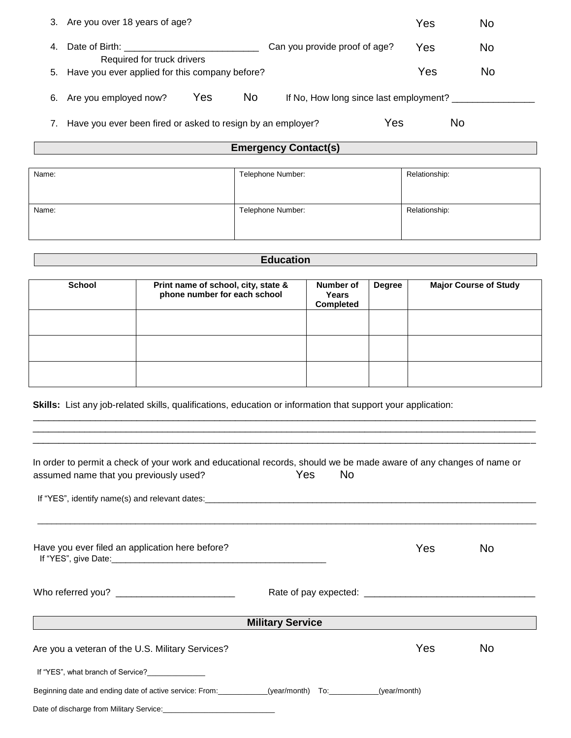3. Are you over 18 years of age? Yes No

4. Date of Birth: __________________________ Can you provide proof of age? Yes No
   Required for truck drivers

5. Have you ever applied for this company before? Yes No

6. Are you employed now? Yes No If No, How long since last employment? _______________

7. Have you ever been fired or asked to resign by an employer? Yes No

## Emergency Contact(s)

| Name: | Telephone Number: | Relationship: |
|---|---|---|
| Name: | Telephone Number: | Relationship: |

## Education

| School | Print name of school, city, state & phone number for each school | Number of Years Completed | Degree | Major Course of Study |
|---|---|---|---|---|
| | | | | |
| | | | | |
| | | | | |

**Skills:** List any job-related skills, qualifications, education or information that support your application:
_____________________________________________________________________________________________
_____________________________________________________________________________________________
_____________________________________________________________________________________________

In order to permit a check of your work and educational records, should we be made aware of any changes of name or assumed name that you previously used? Yes No

If "YES", identify name(s) and relevant dates:_____________________________________________________________________

_____________________________________________________________________________________________

Have you ever filed an application here before? Yes No
If "YES", give Date:____________________________________________

Who referred you? _______________________ Rate of pay expected: ________________________________

## Military Service

Are you a veteran of the U.S. Military Services? Yes No

If "YES", what branch of Service?______________

Beginning date and ending date of active service: From:____________(year/month) To:____________(year/month)

Date of discharge from Military Service:___________________________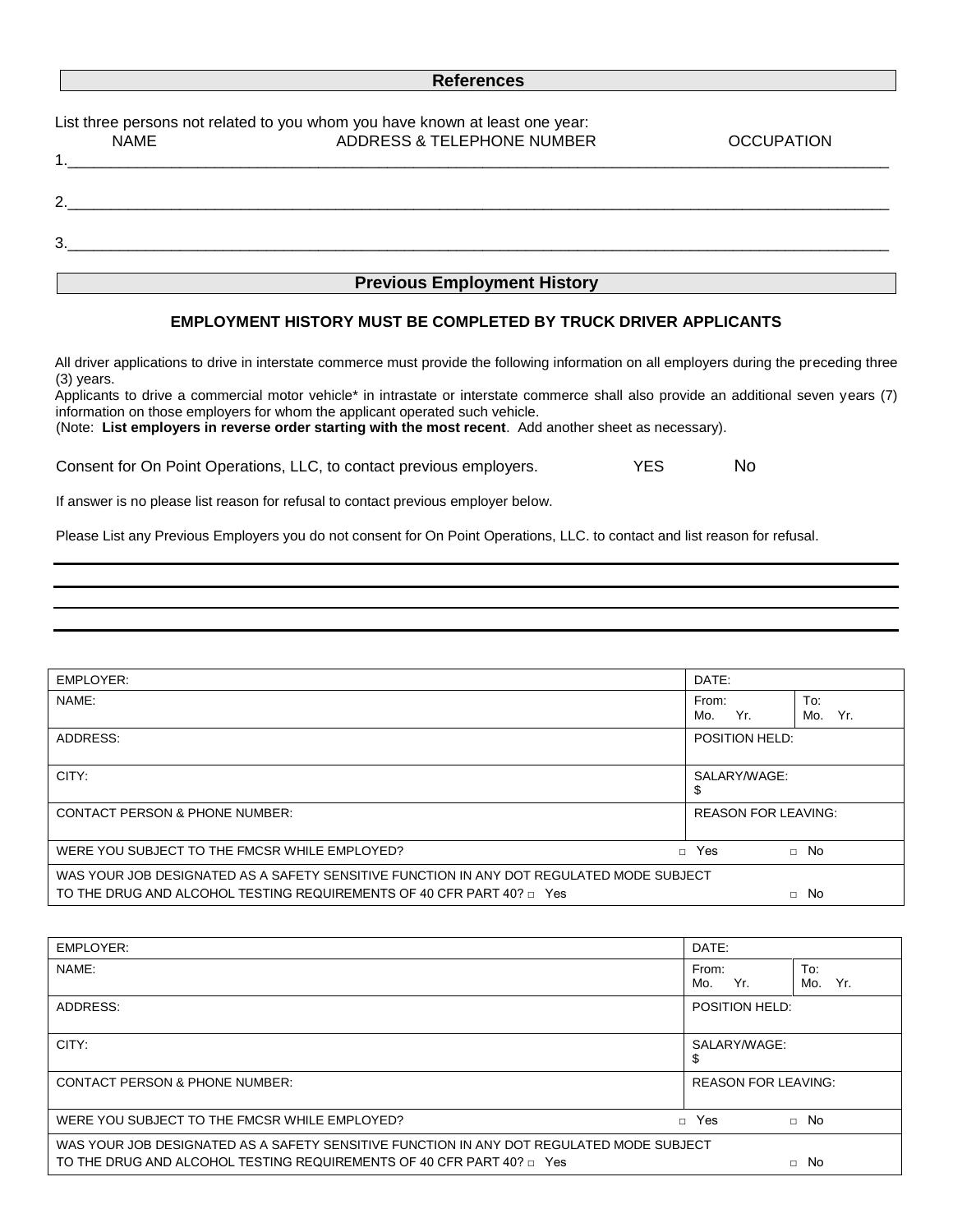## References

List three persons not related to you whom you have known at least one year:

| NAME | ADDRESS & TELEPHONE NUMBER | OCCUPATION |
|---|---|---|
| 1. | | |
| 2. | | |
| 3. | | |

## Previous Employment History

**EMPLOYMENT HISTORY MUST BE COMPLETED BY TRUCK DRIVER APPLICANTS**

All driver applications to drive in interstate commerce must provide the following information on all employers during the preceding three (3) years.

Applicants to drive a commercial motor vehicle* in intrastate or interstate commerce shall also provide an additional seven years (7) information on those employers for whom the applicant operated such vehicle.

(Note: **List employers in reverse order starting with the most recent**. Add another sheet as necessary).

Consent for On Point Operations, LLC, to contact previous employers. YES No

If answer is no please list reason for refusal to contact previous employer below.

Please List any Previous Employers you do not consent for On Point Operations, LLC. to contact and list reason for refusal.

______________________________________________

______________________________________________

______________________________________________

______________________________________________

| EMPLOYER: | DATE: | |
|---|---|---|
| NAME: | From: Mo. Yr. | To: Mo. Yr. |
| ADDRESS: | POSITION HELD: | |
| CITY: | SALARY/WAGE: $ | |
| CONTACT PERSON & PHONE NUMBER: | REASON FOR LEAVING: | |
| WERE YOU SUBJECT TO THE FMCSR WHILE EMPLOYED? | □ Yes | □ No |
| WAS YOUR JOB DESIGNATED AS A SAFETY SENSITIVE FUNCTION IN ANY DOT REGULATED MODE SUBJECT TO THE DRUG AND ALCOHOL TESTING REQUIREMENTS OF 40 CFR PART 40? □ Yes | | □ No |

| EMPLOYER: | DATE: | |
|---|---|---|
| NAME: | From: Mo. Yr. | To: Mo. Yr. |
| ADDRESS: | POSITION HELD: | |
| CITY: | SALARY/WAGE: $ | |
| CONTACT PERSON & PHONE NUMBER: | REASON FOR LEAVING: | |
| WERE YOU SUBJECT TO THE FMCSR WHILE EMPLOYED? | □ Yes | □ No |
| WAS YOUR JOB DESIGNATED AS A SAFETY SENSITIVE FUNCTION IN ANY DOT REGULATED MODE SUBJECT TO THE DRUG AND ALCOHOL TESTING REQUIREMENTS OF 40 CFR PART 40? □ Yes | | □ No |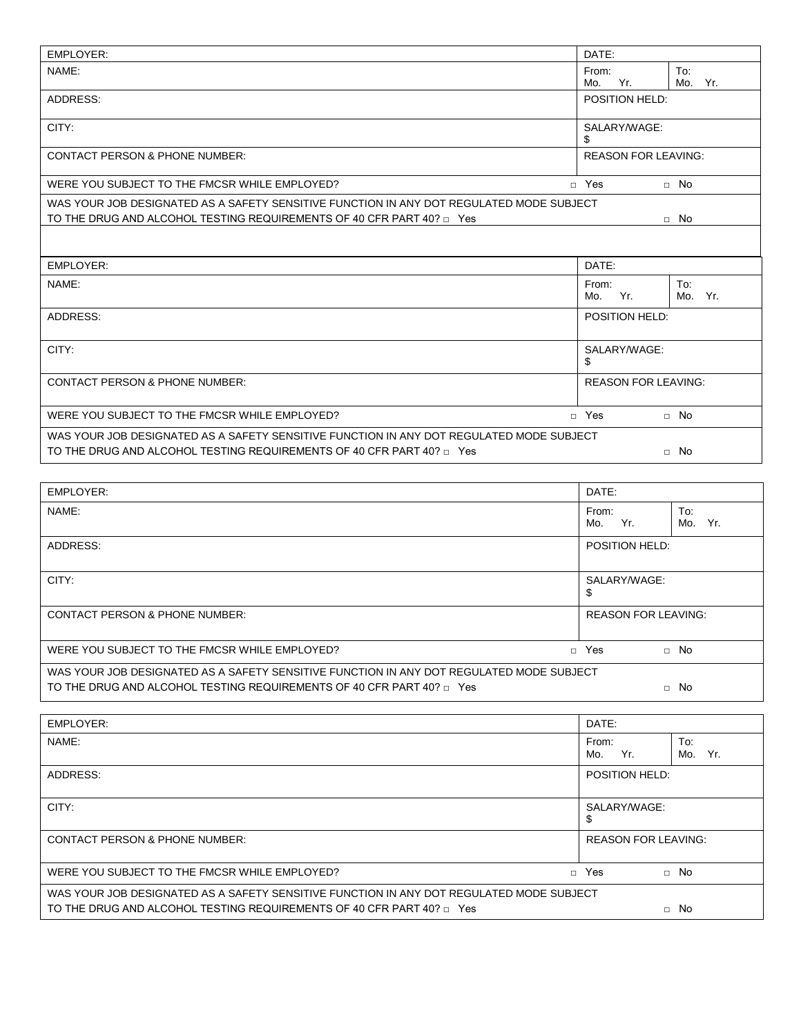| | | |
|---|---|---|
| EMPLOYER: | DATE: | |
| NAME: | From: Mo. Yr. | To: Mo. Yr. |
| ADDRESS: | POSITION HELD: | |
| CITY: | SALARY/WAGE: $ | |
| CONTACT PERSON & PHONE NUMBER: | REASON FOR LEAVING: | |
| WERE YOU SUBJECT TO THE FMCSR WHILE EMPLOYED? | □ Yes | □ No |
| WAS YOUR JOB DESIGNATED AS A SAFETY SENSITIVE FUNCTION IN ANY DOT REGULATED MODE SUBJECT TO THE DRUG AND ALCOHOL TESTING REQUIREMENTS OF 40 CFR PART 40? □ Yes | | □ No |

| | | |
|---|---|---|
| EMPLOYER: | DATE: | |
| NAME: | From: Mo. Yr. | To: Mo. Yr. |
| ADDRESS: | POSITION HELD: | |
| CITY: | SALARY/WAGE: $ | |
| CONTACT PERSON & PHONE NUMBER: | REASON FOR LEAVING: | |
| WERE YOU SUBJECT TO THE FMCSR WHILE EMPLOYED? | □ Yes | □ No |
| WAS YOUR JOB DESIGNATED AS A SAFETY SENSITIVE FUNCTION IN ANY DOT REGULATED MODE SUBJECT TO THE DRUG AND ALCOHOL TESTING REQUIREMENTS OF 40 CFR PART 40? □ Yes | | □ No |

| | | |
|---|---|---|
| EMPLOYER: | DATE: | |
| NAME: | From: Mo. Yr. | To: Mo. Yr. |
| ADDRESS: | POSITION HELD: | |
| CITY: | SALARY/WAGE: $ | |
| CONTACT PERSON & PHONE NUMBER: | REASON FOR LEAVING: | |
| WERE YOU SUBJECT TO THE FMCSR WHILE EMPLOYED? | □ Yes | □ No |
| WAS YOUR JOB DESIGNATED AS A SAFETY SENSITIVE FUNCTION IN ANY DOT REGULATED MODE SUBJECT TO THE DRUG AND ALCOHOL TESTING REQUIREMENTS OF 40 CFR PART 40? □ Yes | | □ No |

| | | |
|---|---|---|
| EMPLOYER: | DATE: | |
| NAME: | From: Mo. Yr. | To: Mo. Yr. |
| ADDRESS: | POSITION HELD: | |
| CITY: | SALARY/WAGE: $ | |
| CONTACT PERSON & PHONE NUMBER: | REASON FOR LEAVING: | |
| WERE YOU SUBJECT TO THE FMCSR WHILE EMPLOYED? | □ Yes | □ No |
| WAS YOUR JOB DESIGNATED AS A SAFETY SENSITIVE FUNCTION IN ANY DOT REGULATED MODE SUBJECT TO THE DRUG AND ALCOHOL TESTING REQUIREMENTS OF 40 CFR PART 40? □ Yes | | □ No |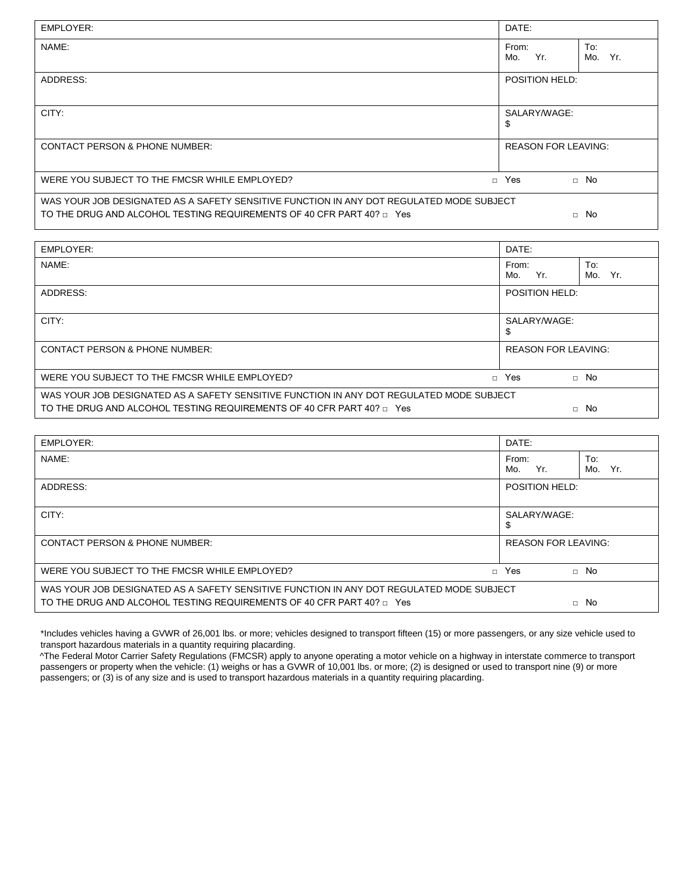| EMPLOYER: | DATE: | |
|---|---|---|
| NAME: | From: Mo. Yr. | To: Mo. Yr. |
| ADDRESS: | POSITION HELD: | |
| CITY: | SALARY/WAGE: $ | |
| CONTACT PERSON & PHONE NUMBER: | REASON FOR LEAVING: | |
| WERE YOU SUBJECT TO THE FMCSR WHILE EMPLOYED? | □ Yes | □ No |
| WAS YOUR JOB DESIGNATED AS A SAFETY SENSITIVE FUNCTION IN ANY DOT REGULATED MODE SUBJECT TO THE DRUG AND ALCOHOL TESTING REQUIREMENTS OF 40 CFR PART 40? □ Yes | | □ No |

| EMPLOYER: | DATE: | |
|---|---|---|
| NAME: | From: Mo. Yr. | To: Mo. Yr. |
| ADDRESS: | POSITION HELD: | |
| CITY: | SALARY/WAGE: $ | |
| CONTACT PERSON & PHONE NUMBER: | REASON FOR LEAVING: | |
| WERE YOU SUBJECT TO THE FMCSR WHILE EMPLOYED? | □ Yes | □ No |
| WAS YOUR JOB DESIGNATED AS A SAFETY SENSITIVE FUNCTION IN ANY DOT REGULATED MODE SUBJECT TO THE DRUG AND ALCOHOL TESTING REQUIREMENTS OF 40 CFR PART 40? □ Yes | | □ No |

| EMPLOYER: | DATE: | |
|---|---|---|
| NAME: | From: Mo. Yr. | To: Mo. Yr. |
| ADDRESS: | POSITION HELD: | |
| CITY: | SALARY/WAGE: $ | |
| CONTACT PERSON & PHONE NUMBER: | REASON FOR LEAVING: | |
| WERE YOU SUBJECT TO THE FMCSR WHILE EMPLOYED? | □ Yes | □ No |
| WAS YOUR JOB DESIGNATED AS A SAFETY SENSITIVE FUNCTION IN ANY DOT REGULATED MODE SUBJECT TO THE DRUG AND ALCOHOL TESTING REQUIREMENTS OF 40 CFR PART 40? □ Yes | | □ No |

*Includes vehicles having a GVWR of 26,001 lbs. or more; vehicles designed to transport fifteen (15) or more passengers, or any size vehicle used to transport hazardous materials in a quantity requiring placarding.

^The Federal Motor Carrier Safety Regulations (FMCSR) apply to anyone operating a motor vehicle on a highway in interstate commerce to transport passengers or property when the vehicle: (1) weighs or has a GVWR of 10,001 lbs. or more; (2) is designed or used to transport nine (9) or more passengers; or (3) is of any size and is used to transport hazardous materials in a quantity requiring placarding.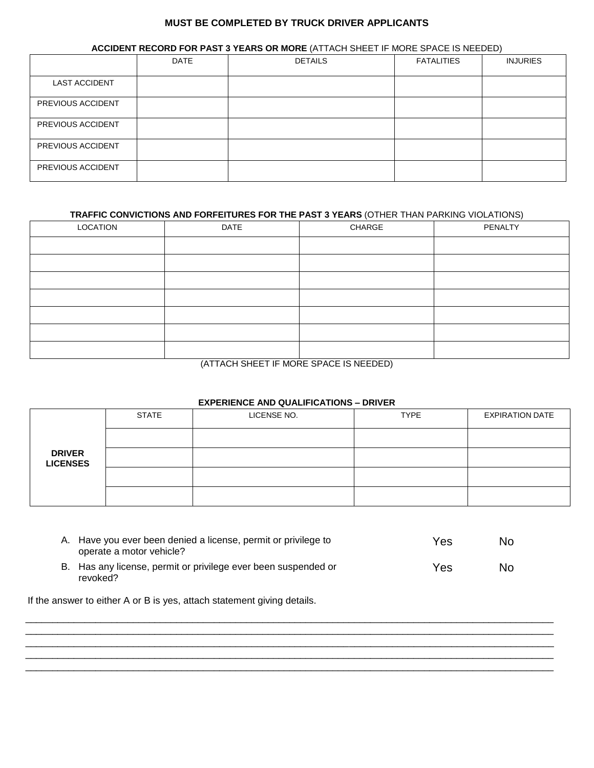## MUST BE COMPLETED BY TRUCK DRIVER APPLICANTS

**ACCIDENT RECORD FOR PAST 3 YEARS OR MORE** (ATTACH SHEET IF MORE SPACE IS NEEDED)

| | DATE | DETAILS | FATALITIES | INJURIES |
|---|---|---|---|---|
| LAST ACCIDENT | | | | |
| PREVIOUS ACCIDENT | | | | |
| PREVIOUS ACCIDENT | | | | |
| PREVIOUS ACCIDENT | | | | |
| PREVIOUS ACCIDENT | | | | |

**TRAFFIC CONVICTIONS AND FORFEITURES FOR THE PAST 3 YEARS** (OTHER THAN PARKING VIOLATIONS)

| LOCATION | DATE | CHARGE | PENALTY |
|---|---|---|---|
| | | | |
| | | | |
| | | | |
| | | | |
| | | | |
| | | | |
| | | | |

(ATTACH SHEET IF MORE SPACE IS NEEDED)

**EXPERIENCE AND QUALIFICATIONS – DRIVER**

| | STATE | LICENSE NO. | TYPE | EXPIRATION DATE |
|---|---|---|---|---|
| **DRIVER LICENSES** | | | | |
| | | | | |
| | | | | |
| | | | | |

A. Have you ever been denied a license, permit or privilege to operate a motor vehicle? Yes No

B. Has any license, permit or privilege ever been suspended or revoked? Yes No

If the answer to either A or B is yes, attach statement giving details.

\_\_\_\_\_\_\_\_\_\_\_\_\_\_\_\_\_\_\_\_\_\_\_\_\_\_\_\_\_\_\_\_\_\_\_\_\_\_\_\_\_\_\_\_\_\_\_\_\_\_\_\_\_\_\_\_\_\_\_\_\_\_\_\_\_\_\_\_\_\_\_\_\_\_\_\_\_\_

\_\_\_\_\_\_\_\_\_\_\_\_\_\_\_\_\_\_\_\_\_\_\_\_\_\_\_\_\_\_\_\_\_\_\_\_\_\_\_\_\_\_\_\_\_\_\_\_\_\_\_\_\_\_\_\_\_\_\_\_\_\_\_\_\_\_\_\_\_\_\_\_\_\_\_\_\_\_

\_\_\_\_\_\_\_\_\_\_\_\_\_\_\_\_\_\_\_\_\_\_\_\_\_\_\_\_\_\_\_\_\_\_\_\_\_\_\_\_\_\_\_\_\_\_\_\_\_\_\_\_\_\_\_\_\_\_\_\_\_\_\_\_\_\_\_\_\_\_\_\_\_\_\_\_\_\_

\_\_\_\_\_\_\_\_\_\_\_\_\_\_\_\_\_\_\_\_\_\_\_\_\_\_\_\_\_\_\_\_\_\_\_\_\_\_\_\_\_\_\_\_\_\_\_\_\_\_\_\_\_\_\_\_\_\_\_\_\_\_\_\_\_\_\_\_\_\_\_\_\_\_\_\_\_\_

\_\_\_\_\_\_\_\_\_\_\_\_\_\_\_\_\_\_\_\_\_\_\_\_\_\_\_\_\_\_\_\_\_\_\_\_\_\_\_\_\_\_\_\_\_\_\_\_\_\_\_\_\_\_\_\_\_\_\_\_\_\_\_\_\_\_\_\_\_\_\_\_\_\_\_\_\_\_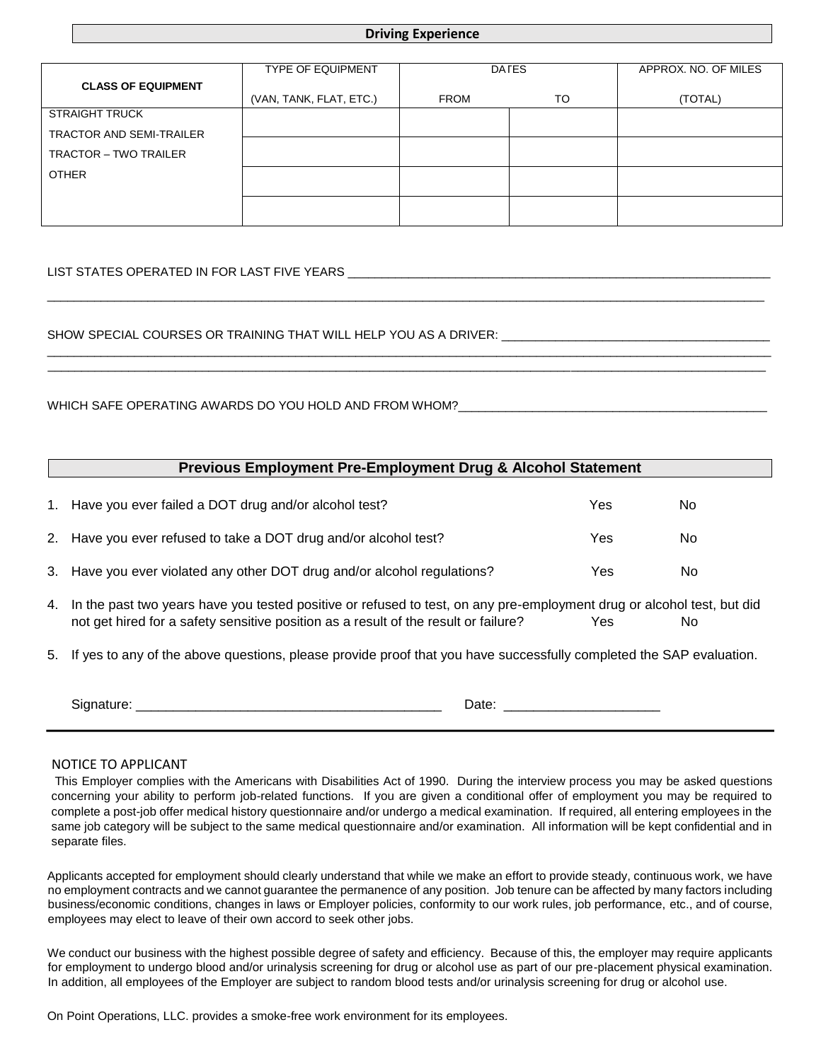## Driving Experience

| CLASS OF EQUIPMENT | TYPE OF EQUIPMENT (VAN, TANK, FLAT, ETC.) | DATES | | APPROX. NO. OF MILES (TOTAL) |
|---|---|---|---|---|
| | | FROM | TO | |
| STRAIGHT TRUCK<br>TRACTOR AND SEMI-TRAILER | | | | |
| TRACTOR – TWO TRAILER | | | | |
| OTHER | | | | |
| | | | | |

LIST STATES OPERATED IN FOR LAST FIVE YEARS ___________________________________________________________

_______________________________________________________________________________________________

SHOW SPECIAL COURSES OR TRAINING THAT WILL HELP YOU AS A DRIVER: ____________________________________

_______________________________________________________________________________________________

_______________________________________________________________________________________________

WHICH SAFE OPERATING AWARDS DO YOU HOLD AND FROM WHOM?_________________________________________

## Previous Employment Pre-Employment Drug & Alcohol Statement

1. Have you ever failed a DOT drug and/or alcohol test? Yes No
2. Have you ever refused to take a DOT drug and/or alcohol test? Yes No
3. Have you ever violated any other DOT drug and/or alcohol regulations? Yes No
4. In the past two years have you tested positive or refused to test, on any pre-employment drug or alcohol test, but did not get hired for a safety sensitive position as a result of the result or failure? Yes No
5. If yes to any of the above questions, please provide proof that you have successfully completed the SAP evaluation.

Signature: ________________________________________ Date: ____________________

NOTICE TO APPLICANT

This Employer complies with the Americans with Disabilities Act of 1990. During the interview process you may be asked questions concerning your ability to perform job-related functions. If you are given a conditional offer of employment you may be required to complete a post-job offer medical history questionnaire and/or undergo a medical examination. If required, all entering employees in the same job category will be subject to the same medical questionnaire and/or examination. All information will be kept confidential and in separate files.

Applicants accepted for employment should clearly understand that while we make an effort to provide steady, continuous work, we have no employment contracts and we cannot guarantee the permanence of any position. Job tenure can be affected by many factors including business/economic conditions, changes in laws or Employer policies, conformity to our work rules, job performance, etc., and of course, employees may elect to leave of their own accord to seek other jobs.

We conduct our business with the highest possible degree of safety and efficiency. Because of this, the employer may require applicants for employment to undergo blood and/or urinalysis screening for drug or alcohol use as part of our pre-placement physical examination. In addition, all employees of the Employer are subject to random blood tests and/or urinalysis screening for drug or alcohol use.

On Point Operations, LLC. provides a smoke-free work environment for its employees.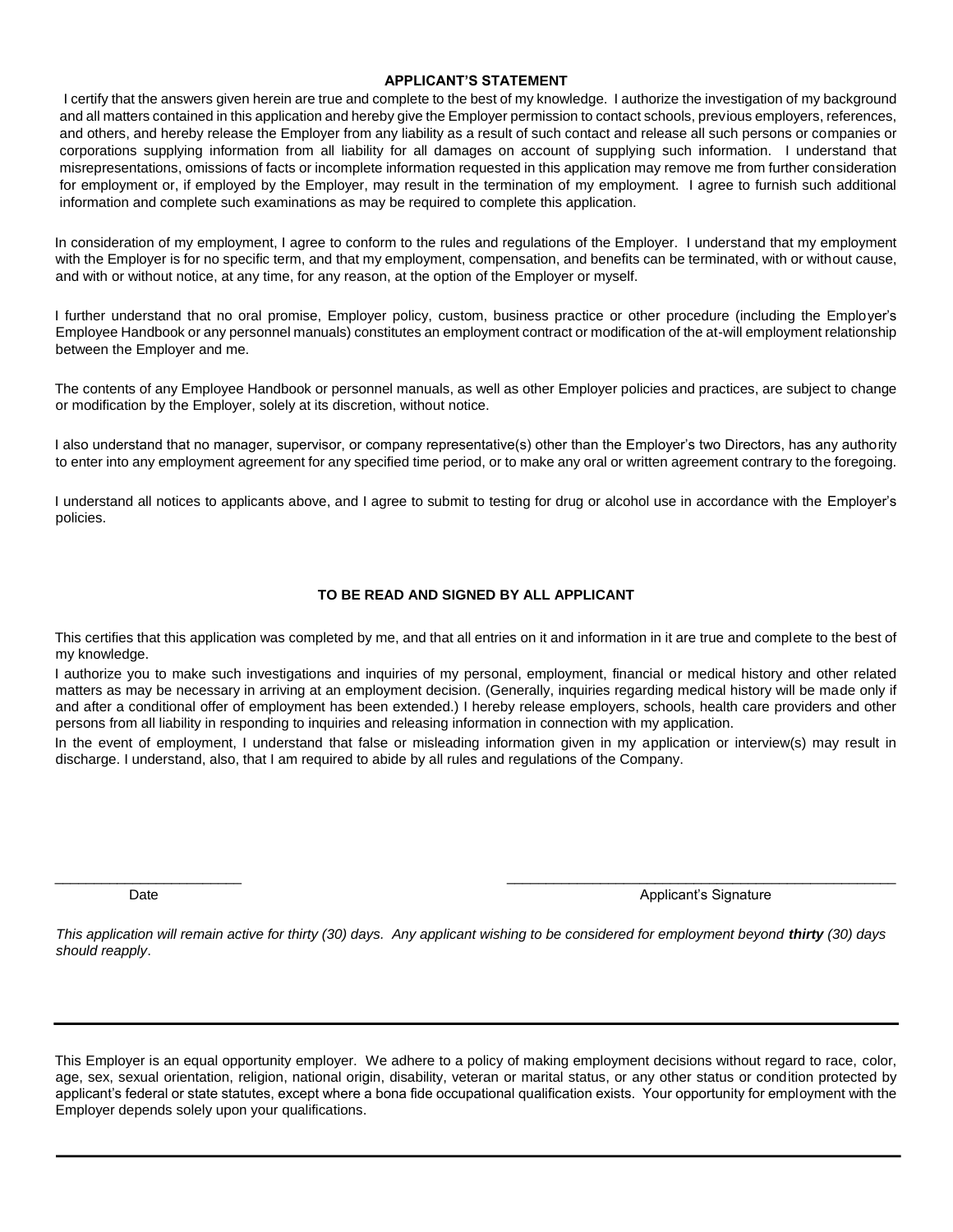## APPLICANT'S STATEMENT

I certify that the answers given herein are true and complete to the best of my knowledge. I authorize the investigation of my background and all matters contained in this application and hereby give the Employer permission to contact schools, previous employers, references, and others, and hereby release the Employer from any liability as a result of such contact and release all such persons or companies or corporations supplying information from all liability for all damages on account of supplying such information. I understand that misrepresentations, omissions of facts or incomplete information requested in this application may remove me from further consideration for employment or, if employed by the Employer, may result in the termination of my employment. I agree to furnish such additional information and complete such examinations as may be required to complete this application.

In consideration of my employment, I agree to conform to the rules and regulations of the Employer. I understand that my employment with the Employer is for no specific term, and that my employment, compensation, and benefits can be terminated, with or without cause, and with or without notice, at any time, for any reason, at the option of the Employer or myself.

I further understand that no oral promise, Employer policy, custom, business practice or other procedure (including the Employer's Employee Handbook or any personnel manuals) constitutes an employment contract or modification of the at-will employment relationship between the Employer and me.

The contents of any Employee Handbook or personnel manuals, as well as other Employer policies and practices, are subject to change or modification by the Employer, solely at its discretion, without notice.

I also understand that no manager, supervisor, or company representative(s) other than the Employer's two Directors, has any authority to enter into any employment agreement for any specified time period, or to make any oral or written agreement contrary to the foregoing.

I understand all notices to applicants above, and I agree to submit to testing for drug or alcohol use in accordance with the Employer's policies.

## TO BE READ AND SIGNED BY ALL APPLICANT

This certifies that this application was completed by me, and that all entries on it and information in it are true and complete to the best of my knowledge.

I authorize you to make such investigations and inquiries of my personal, employment, financial or medical history and other related matters as may be necessary in arriving at an employment decision. (Generally, inquiries regarding medical history will be made only if and after a conditional offer of employment has been extended.) I hereby release employers, schools, health care providers and other persons from all liability in responding to inquiries and releasing information in connection with my application.

In the event of employment, I understand that false or misleading information given in my application or interview(s) may result in discharge. I understand, also, that I am required to abide by all rules and regulations of the Company.

________________________ &nbsp;&nbsp;&nbsp;&nbsp;&nbsp;&nbsp;&nbsp;&nbsp;&nbsp;&nbsp;&nbsp;&nbsp;&nbsp;&nbsp;&nbsp;&nbsp; __________________________________________________

Date &nbsp;&nbsp;&nbsp;&nbsp;&nbsp;&nbsp;&nbsp;&nbsp;&nbsp;&nbsp;&nbsp;&nbsp;&nbsp;&nbsp;&nbsp;&nbsp;&nbsp;&nbsp;&nbsp;&nbsp;&nbsp;&nbsp;&nbsp;&nbsp;&nbsp;&nbsp;&nbsp;&nbsp;&nbsp;&nbsp;&nbsp;&nbsp;&nbsp;&nbsp;&nbsp;&nbsp;&nbsp;&nbsp;&nbsp;&nbsp; Applicant's Signature

*This application will remain active for thirty (30) days. Any applicant wishing to be considered for employment beyond **thirty** (30) days should reapply*.

---

This Employer is an equal opportunity employer. We adhere to a policy of making employment decisions without regard to race, color, age, sex, sexual orientation, religion, national origin, disability, veteran or marital status, or any other status or condition protected by applicant's federal or state statutes, except where a bona fide occupational qualification exists. Your opportunity for employment with the Employer depends solely upon your qualifications.

---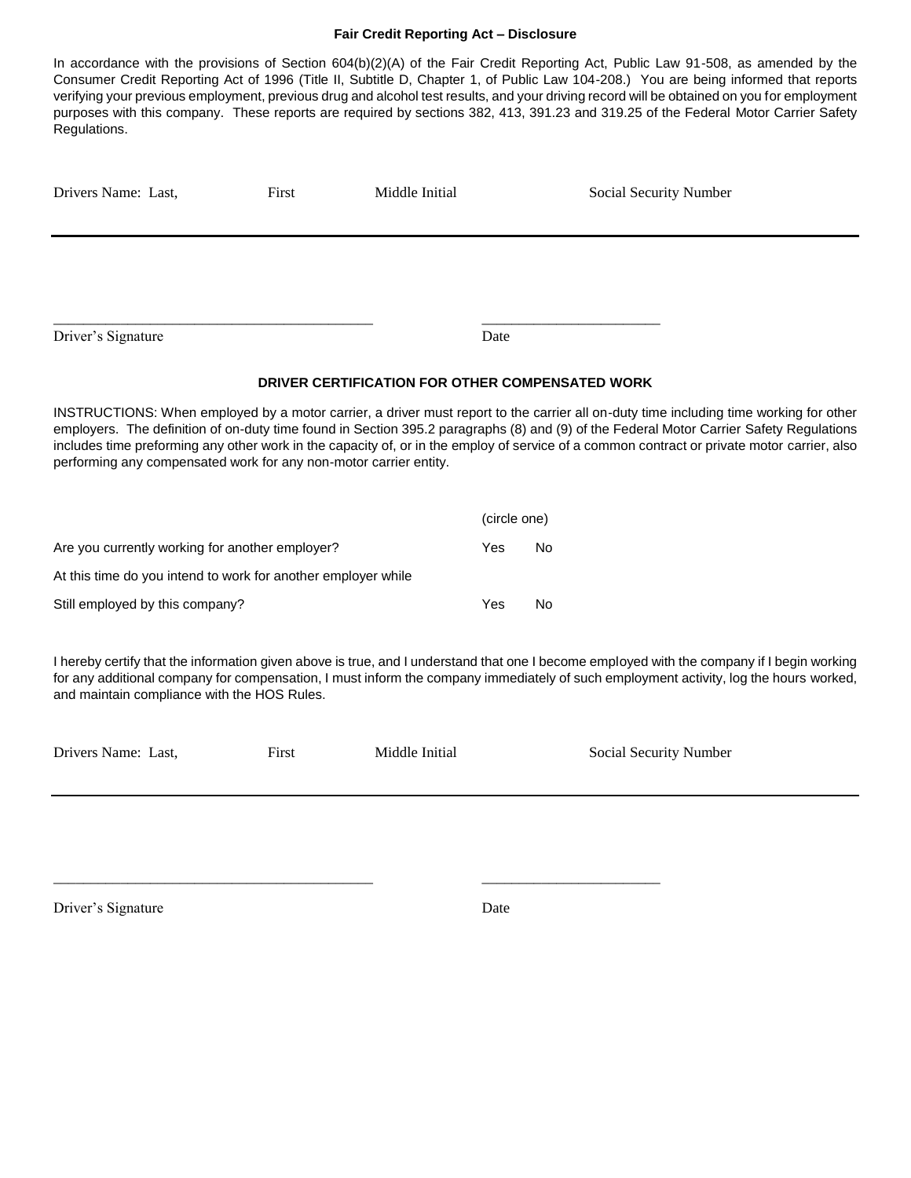## Fair Credit Reporting Act – Disclosure

In accordance with the provisions of Section 604(b)(2)(A) of the Fair Credit Reporting Act, Public Law 91-508, as amended by the Consumer Credit Reporting Act of 1996 (Title II, Subtitle D, Chapter 1, of Public Law 104-208.) You are being informed that reports verifying your previous employment, previous drug and alcohol test results, and your driving record will be obtained on you for employment purposes with this company. These reports are required by sections 382, 413, 391.23 and 319.25 of the Federal Motor Carrier Safety Regulations.

| Drivers Name: Last, | First | Middle Initial | Social Security Number |
| --- | --- | --- | --- |
| | | | |

\_\_\_\_\_\_\_\_\_\_\_\_\_\_\_\_\_\_\_\_\_\_\_\_\_\_\_\_\_\_\_\_\_\_\_\_\_\_\_\_\_\_ \_\_\_\_\_\_\_\_\_\_\_\_\_\_\_\_\_\_\_\_\_\_\_\_

Driver's Signature Date

## DRIVER CERTIFICATION FOR OTHER COMPENSATED WORK

INSTRUCTIONS: When employed by a motor carrier, a driver must report to the carrier all on-duty time including time working for other employers. The definition of on-duty time found in Section 395.2 paragraphs (8) and (9) of the Federal Motor Carrier Safety Regulations includes time preforming any other work in the capacity of, or in the employ of service of a common contract or private motor carrier, also performing any compensated work for any non-motor carrier entity.

| | (circle one) | |
| --- | --- | --- |
| Are you currently working for another employer? | Yes | No |
| At this time do you intend to work for another employer while Still employed by this company? | Yes | No |

I hereby certify that the information given above is true, and I understand that one I become employed with the company if I begin working for any additional company for compensation, I must inform the company immediately of such employment activity, log the hours worked, and maintain compliance with the HOS Rules.

| Drivers Name: Last, | First | Middle Initial | Social Security Number |
| --- | --- | --- | --- |
| | | | |

\_\_\_\_\_\_\_\_\_\_\_\_\_\_\_\_\_\_\_\_\_\_\_\_\_\_\_\_\_\_\_\_\_\_\_\_\_\_\_\_\_\_ \_\_\_\_\_\_\_\_\_\_\_\_\_\_\_\_\_\_\_\_\_\_\_\_

Driver's Signature Date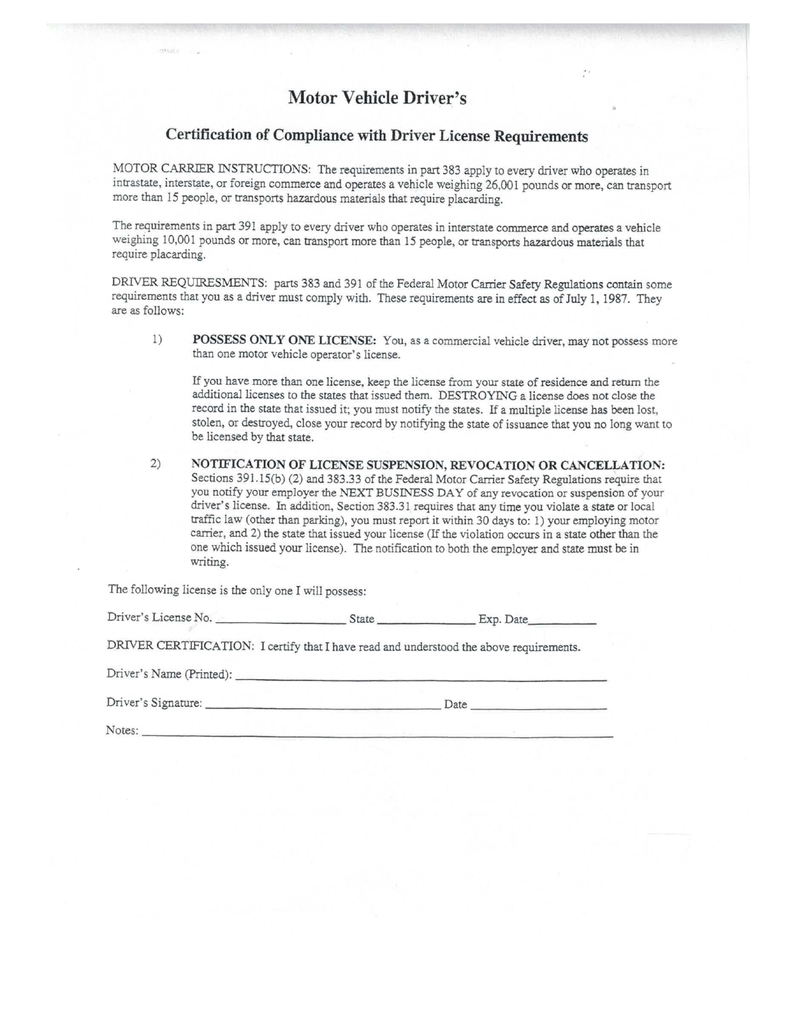# Motor Vehicle Driver's

## Certification of Compliance with Driver License Requirements

MOTOR CARRIER INSTRUCTIONS: The requirements in part 383 apply to every driver who operates in intrastate, interstate, or foreign commerce and operates a vehicle weighing 26,001 pounds or more, can transport more than 15 people, or transports hazardous materials that require placarding.

The requirements in part 391 apply to every driver who operates in interstate commerce and operates a vehicle weighing 10,001 pounds or more, can transport more than 15 people, or transports hazardous materials that require placarding.

DRIVER REQUIRESMENTS: parts 383 and 391 of the Federal Motor Carrier Safety Regulations contain some requirements that you as a driver must comply with. These requirements are in effect as of July 1, 1987. They are as follows:

1) **POSSESS ONLY ONE LICENSE:** You, as a commercial vehicle driver, may not possess more than one motor vehicle operator's license.

   If you have more than one license, keep the license from your state of residence and return the additional licenses to the states that issued them. DESTROYING a license does not close the record in the state that issued it; you must notify the states. If a multiple license has been lost, stolen, or destroyed, close your record by notifying the state of issuance that you no long want to be licensed by that state.

2) **NOTIFICATION OF LICENSE SUSPENSION, REVOCATION OR CANCELLATION:** Sections 391.15(b) (2) and 383.33 of the Federal Motor Carrier Safety Regulations require that you notify your employer the NEXT BUSINESS DAY of any revocation or suspension of your driver's license. In addition, Section 383.31 requires that any time you violate a state or local traffic law (other than parking), you must report it within 30 days to: 1) your employing motor carrier, and 2) the state that issued your license (If the violation occurs in a state other than the one which issued your license). The notification to both the employer and state must be in writing.

The following license is the only one I will possess:

Driver's License No. ____________________ State ______________ Exp. Date__________

DRIVER CERTIFICATION: I certify that I have read and understood the above requirements.

Driver's Name (Printed): ____________________________________________

Driver's Signature: ______________________________ Date ____________________

Notes: ____________________________________________________________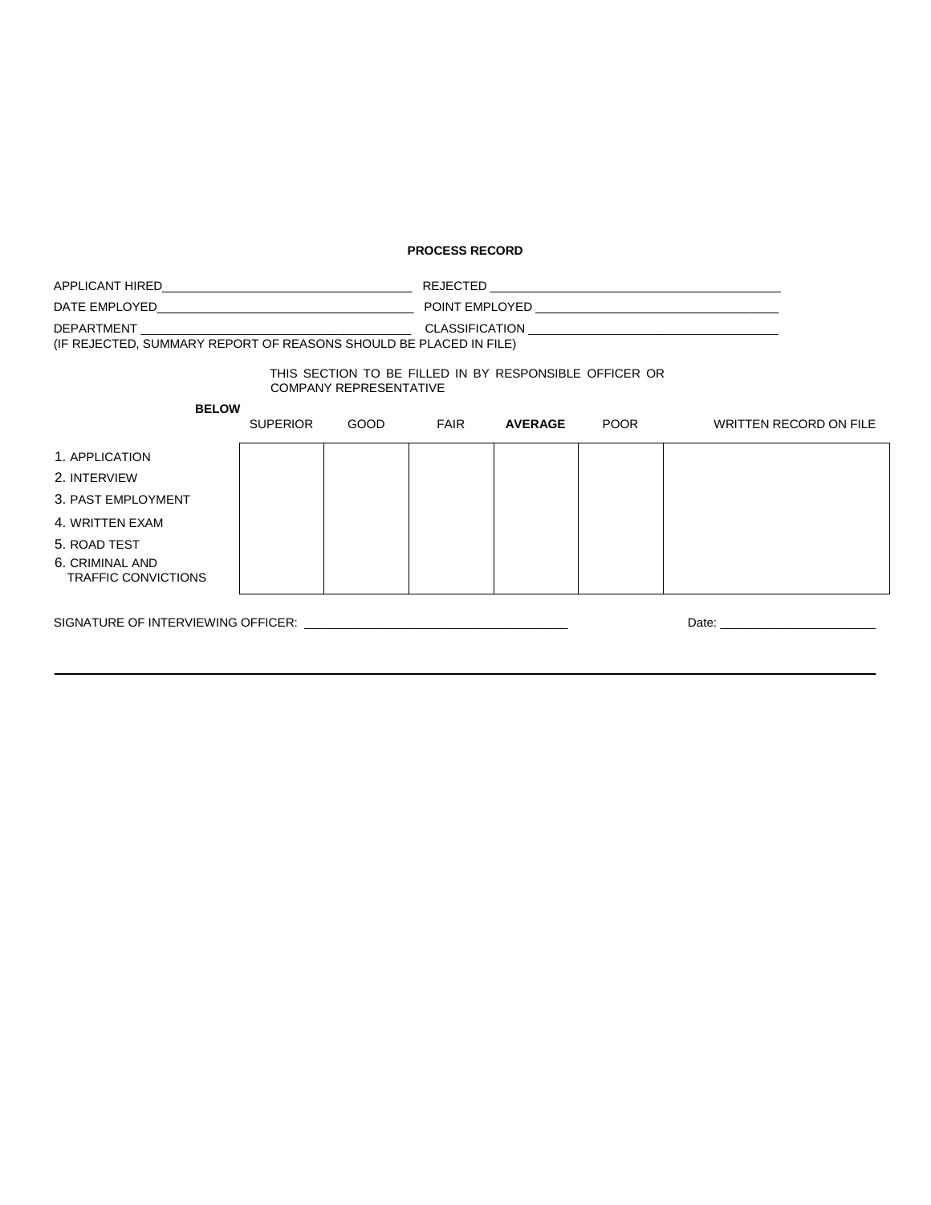## PROCESS RECORD

APPLICANT HIRED_________________________ REJECTED _________________________

DATE EMPLOYED_________________________ POINT EMPLOYED _________________________

DEPARTMENT _________________________ CLASSIFICATION _________________________

(IF REJECTED, SUMMARY REPORT OF REASONS SHOULD BE PLACED IN FILE)

THIS SECTION TO BE FILLED IN BY RESPONSIBLE OFFICER OR COMPANY REPRESENTATIVE

| | SUPERIOR | GOOD | FAIR | **BELOW AVERAGE** | POOR | WRITTEN RECORD ON FILE |
|---|---|---|---|---|---|---|
| 1. APPLICATION | | | | | | |
| 2. INTERVIEW | | | | | | |
| 3. PAST EMPLOYMENT | | | | | | |
| 4. WRITTEN EXAM | | | | | | |
| 5. ROAD TEST | | | | | | |
| 6. CRIMINAL AND TRAFFIC CONVICTIONS | | | | | | |

SIGNATURE OF INTERVIEWING OFFICER: _________________________ Date: _______________